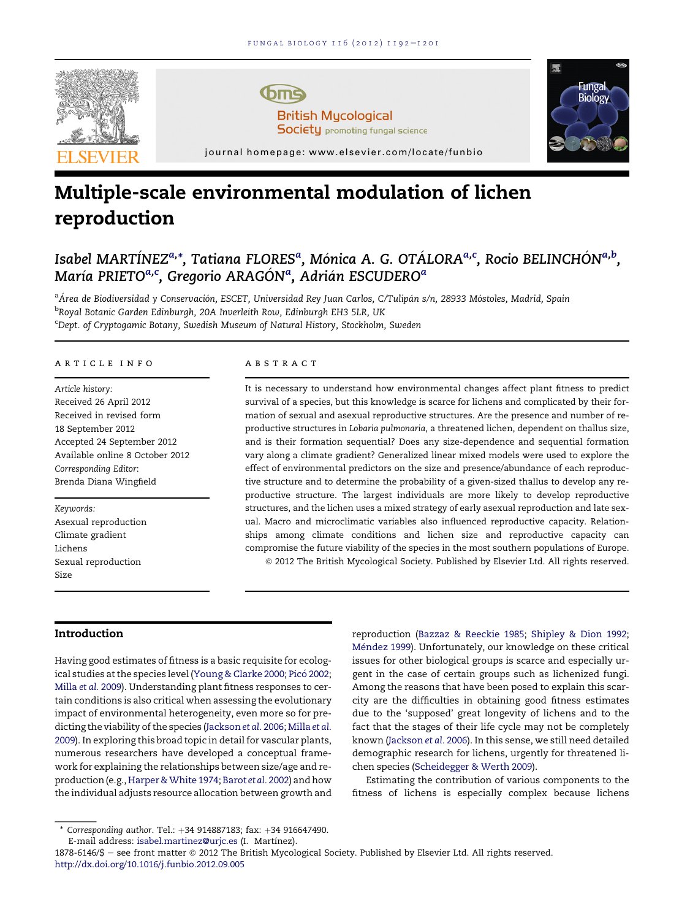# Multiple-scale environmental modulation of lichen reproduction

Isabel MARTÍNEZ[a,*], Tatiana FLORES[a], Mónica A. G. OTÁLORA[a,c], Rocio BELINCHÓN[a,b], María PRIETO[a,c], Gregorio ARAGÓN[a], Adrián ESCUDERO[a]

[a]Área de Biodiversidad y Conservación, ESCET, Universidad Rey Juan Carlos, C/Tulipán s/n, 28933 Móstoles, Madrid, Spain
[b]Royal Botanic Garden Edinburgh, 20A Inverleith Row, Edinburgh EH3 5LR, UK
[c]Dept. of Cryptogamic Botany, Swedish Museum of Natural History, Stockholm, Sweden

## ARTICLE INFO

*Article history:*
Received 26 April 2012
Received in revised form 18 September 2012
Accepted 24 September 2012
Available online 8 October 2012
*Corresponding Editor:*
Brenda Diana Wingfield

*Keywords:*
Asexual reproduction
Climate gradient
Lichens
Sexual reproduction
Size

## ABSTRACT

It is necessary to understand how environmental changes affect plant fitness to predict survival of a species, but this knowledge is scarce for lichens and complicated by their formation of sexual and asexual reproductive structures. Are the presence and number of reproductive structures in *Lobaria pulmonaria*, a threatened lichen, dependent on thallus size, and is their formation sequential? Does any size-dependence and sequential formation vary along a climate gradient? Generalized linear mixed models were used to explore the effect of environmental predictors on the size and presence/abundance of each reproductive structure and to determine the probability of a given-sized thallus to develop any reproductive structure. The largest individuals are more likely to develop reproductive structures, and the lichen uses a mixed strategy of early asexual reproduction and late sexual. Macro and microclimatic variables also influenced reproductive capacity. Relationships among climate conditions and lichen size and reproductive capacity can compromise the future viability of the species in the most southern populations of Europe.

© 2012 The British Mycological Society. Published by Elsevier Ltd. All rights reserved.

## Introduction

Having good estimates of fitness is a basic requisite for ecological studies at the species level (Young & Clarke 2000; Picó 2002; Milla *et al.* 2009). Understanding plant fitness responses to certain conditions is also critical when assessing the evolutionary impact of environmental heterogeneity, even more so for predicting the viability of the species (Jackson *et al.* 2006; Milla *et al.* 2009). In exploring this broad topic in detail for vascular plants, numerous researchers have developed a conceptual framework for explaining the relationships between size/age and reproduction (e.g., Harper & White 1974; Barot *et al.* 2002) and how the individual adjusts resource allocation between growth and reproduction (Bazzaz & Reeckie 1985; Shipley & Dion 1992; Méndez 1999). Unfortunately, our knowledge on these critical issues for other biological groups is scarce and especially urgent in the case of certain groups such as lichenized fungi. Among the reasons that have been posed to explain this scarcity are the difficulties in obtaining good fitness estimates due to the 'supposed' great longevity of lichens and to the fact that the stages of their life cycle may not be completely known (Jackson *et al.* 2006). In this sense, we still need detailed demographic research for lichens, urgently for threatened lichen species (Scheidegger & Werth 2009).

Estimating the contribution of various components to the fitness of lichens is especially complex because lichens

\* *Corresponding author*. Tel.: +34 914887183; fax: +34 916647490.
E-mail address: isabel.martinez@urjc.es (I. Martínez).
1878-6146/$ – see front matter © 2012 The British Mycological Society. Published by Elsevier Ltd. All rights reserved.
http://dx.doi.org/10.1016/j.funbio.2012.09.005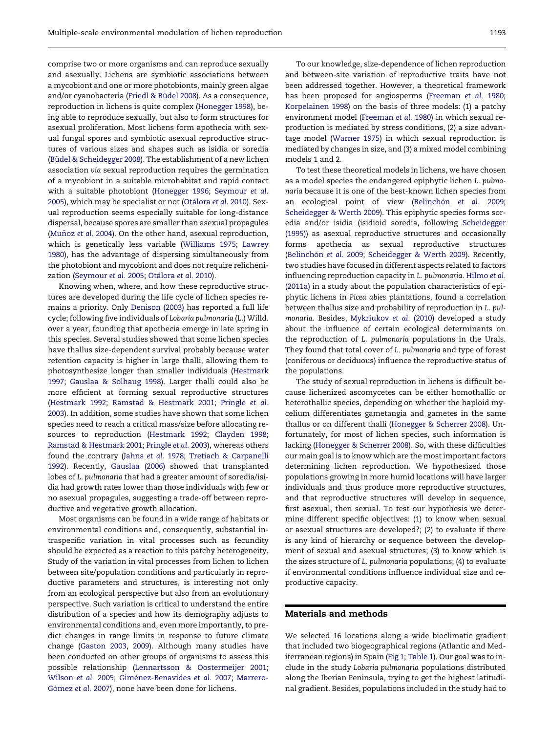comprise two or more organisms and can reproduce sexually and asexually. Lichens are symbiotic associations between a mycobiont and one or more photobionts, mainly green algae and/or cyanobacteria (Friedl & Büdel 2008). As a consequence, reproduction in lichens is quite complex (Honegger 1998), being able to reproduce sexually, but also to form structures for asexual proliferation. Most lichens form apothecia with sexual fungal spores and symbiotic asexual reproductive structures of various sizes and shapes such as isidia or soredia (Büdel & Scheidegger 2008). The establishment of a new lichen association *via* sexual reproduction requires the germination of a mycobiont in a suitable microhabitat and rapid contact with a suitable photobiont (Honegger 1996; Seymour *et al.* 2005), which may be specialist or not (Otálora *et al.* 2010). Sexual reproduction seems especially suitable for long-distance dispersal, because spores are smaller than asexual propagules (Muñoz *et al.* 2004). On the other hand, asexual reproduction, which is genetically less variable (Williams 1975; Lawrey 1980), has the advantage of dispersing simultaneously from the photobiont and mycobiont and does not require relichenization (Seymour *et al.* 2005; Otálora *et al.* 2010).

Knowing when, where, and how these reproductive structures are developed during the life cycle of lichen species remains a priority. Only Denison (2003) has reported a full life cycle; following five individuals of *Lobaria pulmonaria* (L.) Willd. over a year, founding that apothecia emerge in late spring in this species. Several studies showed that some lichen species have thallus size-dependent survival probably because water retention capacity is higher in large thalli, allowing them to photosynthesize longer than smaller individuals (Hestmark 1997; Gauslaa & Solhaug 1998). Larger thalli could also be more efficient at forming sexual reproductive structures (Hestmark 1992; Ramstad & Hestmark 2001; Pringle *et al.* 2003). In addition, some studies have shown that some lichen species need to reach a critical mass/size before allocating resources to reproduction (Hestmark 1992; Clayden 1998; Ramstad & Hestmark 2001; Pringle *et al.* 2003), whereas others found the contrary (Jahns *et al.* 1978; Tretiach & Carpanelli 1992). Recently, Gauslaa (2006) showed that transplanted lobes of *L. pulmonaria* that had a greater amount of soredia/isidia had growth rates lower than those individuals with few or no asexual propagules, suggesting a trade-off between reproductive and vegetative growth allocation.

Most organisms can be found in a wide range of habitats or environmental conditions and, consequently, substantial intraspecific variation in vital processes such as fecundity should be expected as a reaction to this patchy heterogeneity. Study of the variation in vital processes from lichen to lichen between site/population conditions and particularly in reproductive parameters and structures, is interesting not only from an ecological perspective but also from an evolutionary perspective. Such variation is critical to understand the entire distribution of a species and how its demography adjusts to environmental conditions and, even more importantly, to predict changes in range limits in response to future climate change (Gaston 2003, 2009). Although many studies have been conducted on other groups of organisms to assess this possible relationship (Lennartsson & Oostermeijer 2001; Wilson *et al.* 2005; Giménez-Benavides *et al.* 2007; Marrero-Gómez *et al.* 2007), none have been done for lichens.

To our knowledge, size-dependence of lichen reproduction and between-site variation of reproductive traits have not been addressed together. However, a theoretical framework has been proposed for angiosperms (Freeman *et al.* 1980; Korpelainen 1998) on the basis of three models: (1) a patchy environment model (Freeman *et al.* 1980) in which sexual reproduction is mediated by stress conditions, (2) a size advantage model (Warner 1975) in which sexual reproduction is mediated by changes in size, and (3) a mixed model combining models 1 and 2.

To test these theoretical models in lichens, we have chosen as a model species the endangered epiphytic lichen *L. pulmonaria* because it is one of the best-known lichen species from an ecological point of view (Belinchón *et al.* 2009; Scheidegger & Werth 2009). This epiphytic species forms soredia and/or isidia (isidioid soredia, following Scheidegger (1995)) as asexual reproductive structures and occasionally forms apothecia as sexual reproductive structures (Belinchón *et al.* 2009; Scheidegger & Werth 2009). Recently, two studies have focused in different aspects related to factors influencing reproduction capacity in *L. pulmonaria*. Hilmo *et al.* (2011a) in a study about the population characteristics of epiphytic lichens in *Picea abies* plantations, found a correlation between thallus size and probability of reproduction in *L. pulmonaria*. Besides, Mykriukov *et al.* (2010) developed a study about the influence of certain ecological determinants on the reproduction of *L. pulmonaria* populations in the Urals. They found that total cover of *L. pulmonaria* and type of forest (coniferous or deciduous) influence the reproductive status of the populations.

The study of sexual reproduction in lichens is difficult because lichenized ascomycetes can be either homothallic or heterothallic species, depending on whether the haploid mycelium differentiates gametangia and gametes in the same thallus or on different thalli (Honegger & Scherrer 2008). Unfortunately, for most of lichen species, such information is lacking (Honegger & Scherrer 2008). So, with these difficulties our main goal is to know which are the most important factors determining lichen reproduction. We hypothesized those populations growing in more humid locations will have larger individuals and thus produce more reproductive structures, and that reproductive structures will develop in sequence, first asexual, then sexual. To test our hypothesis we determine different specific objectives: (1) to know when sexual or asexual structures are developed?; (2) to evaluate if there is any kind of hierarchy or sequence between the development of sexual and asexual structures; (3) to know which is the sizes structure of *L. pulmonaria* populations; (4) to evaluate if environmental conditions influence individual size and reproductive capacity.

## Materials and methods

We selected 16 locations along a wide bioclimatic gradient that included two biogeographical regions (Atlantic and Mediterranean regions) in Spain (Fig 1; Table 1). Our goal was to include in the study *Lobaria pulmonaria* populations distributed along the Iberian Peninsula, trying to get the highest latitudinal gradient. Besides, populations included in the study had to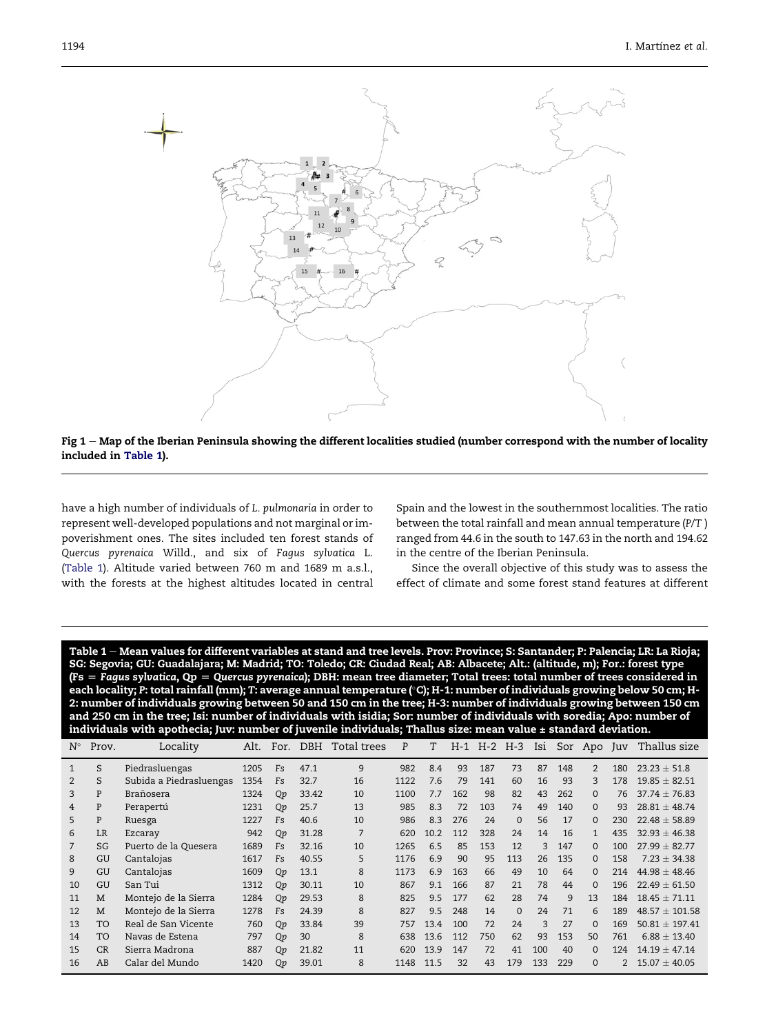Fig 1 – Map of the Iberian Peninsula showing the different localities studied (number correspond with the number of locality included in Table 1).

have a high number of individuals of *L. pulmonaria* in order to represent well-developed populations and not marginal or impoverishment ones. The sites included ten forest stands of *Quercus pyrenaica* Willd., and six of *Fagus sylvatica* L. (Table 1). Altitude varied between 760 m and 1689 m a.s.l., with the forests at the highest altitudes located in central Spain and the lowest in the southernmost localities. The ratio between the total rainfall and mean annual temperature (*P*/*T* ) ranged from 44.6 in the south to 147.63 in the north and 194.62 in the centre of the Iberian Peninsula.

Since the overall objective of this study was to assess the effect of climate and some forest stand features at different

**Table 1 – Mean values for different variables at stand and tree levels. Prov: Province; S: Santander; P: Palencia; LR: La Rioja; SG: Segovia; GU: Guadalajara; M: Madrid; TO: Toledo; CR: Ciudad Real; AB: Albacete; Alt.: (altitude, m); For.: forest type (Fs = *Fagus sylvatica*, Qp = *Quercus pyrenaica*); DBH: mean tree diameter; Total trees: total number of trees considered in each locality; *P*: total rainfall (mm); *T*: average annual temperature (°C); H-1: number of individuals growing below 50 cm; H-2: number of individuals growing between 50 and 150 cm in the tree; H-3: number of individuals growing between 150 cm and 250 cm in the tree; Isi: number of individuals with isidia; Sor: number of individuals with soredia; Apo: number of individuals with apothecia; Juv: number of juvenile individuals; Thallus size: mean value ± standard deviation.**

| N° | Prov. | Locality | Alt. | For. | DBH | Total trees | *P* | *T* | H-1 | H-2 | H-3 | Isi | Sor | Apo | Juv | Thallus size |
|---|---|---|---|---|---|---|---|---|---|---|---|---|---|---|---|---|
| 1 | S | Piedrasluengas | 1205 | *Fs* | 47.1 | 9 | 982 | 8.4 | 93 | 187 | 73 | 87 | 148 | 2 | 180 | 23.23 ± 51.8 |
| 2 | S | Subida a Piedrasluengas | 1354 | *Fs* | 32.7 | 16 | 1122 | 7.6 | 79 | 141 | 60 | 16 | 93 | 3 | 178 | 19.85 ± 82.51 |
| 3 | P | Brañosera | 1324 | *Qp* | 33.42 | 10 | 1100 | 7.7 | 162 | 98 | 82 | 43 | 262 | 0 | 76 | 37.74 ± 76.83 |
| 4 | P | Perapertú | 1231 | *Qp* | 25.7 | 13 | 985 | 8.3 | 72 | 103 | 74 | 49 | 140 | 0 | 93 | 28.81 ± 48.74 |
| 5 | P | Ruesga | 1227 | *Fs* | 40.6 | 10 | 986 | 8.3 | 276 | 24 | 0 | 56 | 17 | 0 | 230 | 22.48 ± 58.89 |
| 6 | LR | Ezcaray | 942 | *Qp* | 31.28 | 7 | 620 | 10.2 | 112 | 328 | 24 | 14 | 16 | 1 | 435 | 32.93 ± 46.38 |
| 7 | SG | Puerto de la Quesera | 1689 | *Fs* | 32.16 | 10 | 1265 | 6.5 | 85 | 153 | 12 | 3 | 147 | 0 | 100 | 27.99 ± 82.77 |
| 8 | GU | Cantalojas | 1617 | *Fs* | 40.55 | 5 | 1176 | 6.9 | 90 | 95 | 113 | 26 | 135 | 0 | 158 | 7.23 ± 34.38 |
| 9 | GU | Cantalojas | 1609 | *Qp* | 13.1 | 8 | 1173 | 6.9 | 163 | 66 | 49 | 10 | 64 | 0 | 214 | 44.98 ± 48.46 |
| 10 | GU | San Tui | 1312 | *Qp* | 30.11 | 10 | 867 | 9.1 | 166 | 87 | 21 | 78 | 44 | 0 | 196 | 22.49 ± 61.50 |
| 11 | M | Montejo de la Sierra | 1284 | *Qp* | 29.53 | 8 | 825 | 9.5 | 177 | 62 | 28 | 74 | 9 | 13 | 184 | 18.45 ± 71.11 |
| 12 | M | Montejo de la Sierra | 1278 | *Fs* | 24.39 | 8 | 827 | 9.5 | 248 | 14 | 0 | 24 | 71 | 6 | 189 | 48.57 ± 101.58 |
| 13 | TO | Real de San Vicente | 760 | *Qp* | 33.84 | 39 | 757 | 13.4 | 100 | 72 | 24 | 3 | 27 | 0 | 169 | 50.81 ± 197.41 |
| 14 | TO | Navas de Estena | 797 | *Qp* | 30 | 8 | 638 | 13.6 | 112 | 750 | 62 | 93 | 153 | 50 | 761 | 6.88 ± 13.40 |
| 15 | CR | Sierra Madrona | 887 | *Qp* | 21.82 | 11 | 620 | 13.9 | 147 | 72 | 41 | 100 | 40 | 0 | 124 | 14.19 ± 47.14 |
| 16 | AB | Calar del Mundo | 1420 | *Qp* | 39.01 | 8 | 1148 | 11.5 | 32 | 43 | 179 | 133 | 229 | 0 | 2 | 15.07 ± 40.05 |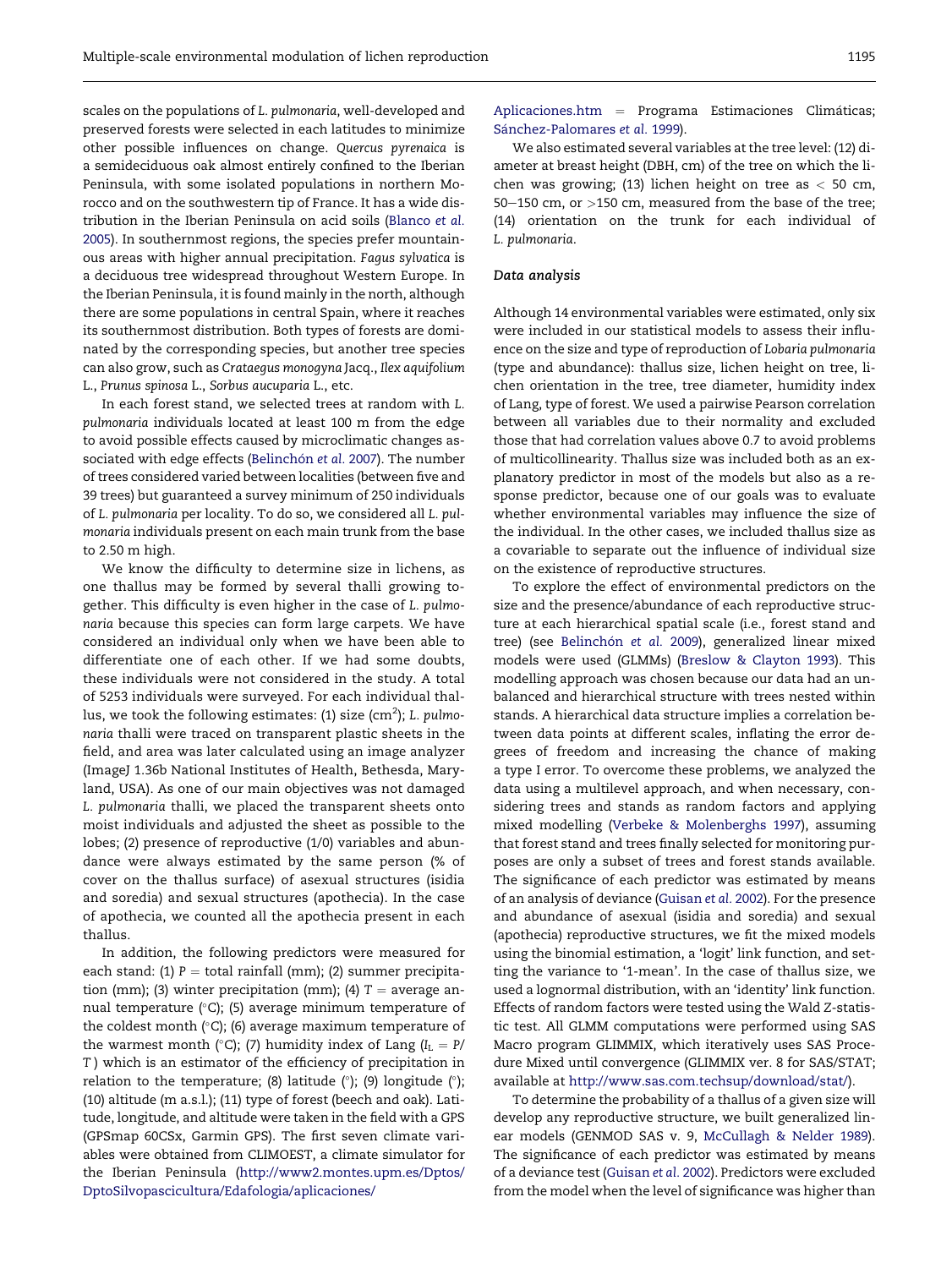scales on the populations of *L. pulmonaria*, well-developed and preserved forests were selected in each latitudes to minimize other possible influences on change. *Quercus pyrenaica* is a semideciduous oak almost entirely confined to the Iberian Peninsula, with some isolated populations in northern Morocco and on the southwestern tip of France. It has a wide distribution in the Iberian Peninsula on acid soils (Blanco *et al.* 2005). In southernmost regions, the species prefer mountainous areas with higher annual precipitation. *Fagus sylvatica* is a deciduous tree widespread throughout Western Europe. In the Iberian Peninsula, it is found mainly in the north, although there are some populations in central Spain, where it reaches its southernmost distribution. Both types of forests are dominated by the corresponding species, but another tree species can also grow, such as *Crataegus monogyna* Jacq., *Ilex aquifolium* L., *Prunus spinosa* L., *Sorbus aucuparia* L., etc.

In each forest stand, we selected trees at random with *L. pulmonaria* individuals located at least 100 m from the edge to avoid possible effects caused by microclimatic changes associated with edge effects (Belinchón *et al.* 2007). The number of trees considered varied between localities (between five and 39 trees) but guaranteed a survey minimum of 250 individuals of *L. pulmonaria* per locality. To do so, we considered all *L. pulmonaria* individuals present on each main trunk from the base to 2.50 m high.

We know the difficulty to determine size in lichens, as one thallus may be formed by several thalli growing together. This difficulty is even higher in the case of *L. pulmonaria* because this species can form large carpets. We have considered an individual only when we have been able to differentiate one of each other. If we had some doubts, these individuals were not considered in the study. A total of 5253 individuals were surveyed. For each individual thallus, we took the following estimates: (1) size (cm$^2$); *L. pulmonaria* thalli were traced on transparent plastic sheets in the field, and area was later calculated using an image analyzer (ImageJ 1.36b National Institutes of Health, Bethesda, Maryland, USA). As one of our main objectives was not damaged *L. pulmonaria* thalli, we placed the transparent sheets onto moist individuals and adjusted the sheet as possible to the lobes; (2) presence of reproductive (1/0) variables and abundance were always estimated by the same person (% of cover on the thallus surface) of asexual structures (isidia and soredia) and sexual structures (apothecia). In the case of apothecia, we counted all the apothecia present in each thallus.

In addition, the following predictors were measured for each stand: (1) $P$ = total rainfall (mm); (2) summer precipitation (mm); (3) winter precipitation (mm); (4) $T$ = average annual temperature (°C); (5) average minimum temperature of the coldest month (°C); (6) average maximum temperature of the warmest month (°C); (7) humidity index of Lang ($I_L = P/T$) which is an estimator of the efficiency of precipitation in relation to the temperature; (8) latitude (°); (9) longitude (°); (10) altitude (m a.s.l.); (11) type of forest (beech and oak). Latitude, longitude, and altitude were taken in the field with a GPS (GPSmap 60CSx, Garmin GPS). The first seven climate variables were obtained from CLIMOEST, a climate simulator for the Iberian Peninsula (http://www2.montes.upm.es/Dptos/DptoSilvopascicultura/Edafologia/aplicaciones/Aplicaciones.htm = Programa Estimaciones Climáticas; Sánchez-Palomares *et al.* 1999).

We also estimated several variables at the tree level: (12) diameter at breast height (DBH, cm) of the tree on which the lichen was growing; (13) lichen height on tree as < 50 cm, 50–150 cm, or >150 cm, measured from the base of the tree; (14) orientation on the trunk for each individual of *L. pulmonaria*.

### Data analysis

Although 14 environmental variables were estimated, only six were included in our statistical models to assess their influence on the size and type of reproduction of *Lobaria pulmonaria* (type and abundance): thallus size, lichen height on tree, lichen orientation in the tree, tree diameter, humidity index of Lang, type of forest. We used a pairwise Pearson correlation between all variables due to their normality and excluded those that had correlation values above 0.7 to avoid problems of multicollinearity. Thallus size was included both as an explanatory predictor in most of the models but also as a response predictor, because one of our goals was to evaluate whether environmental variables may influence the size of the individual. In the other cases, we included thallus size as a covariable to separate out the influence of individual size on the existence of reproductive structures.

To explore the effect of environmental predictors on the size and the presence/abundance of each reproductive structure at each hierarchical spatial scale (i.e., forest stand and tree) (see Belinchón *et al.* 2009), generalized linear mixed models were used (GLMMs) (Breslow & Clayton 1993). This modelling approach was chosen because our data had an unbalanced and hierarchical structure with trees nested within stands. A hierarchical data structure implies a correlation between data points at different scales, inflating the error degrees of freedom and increasing the chance of making a type I error. To overcome these problems, we analyzed the data using a multilevel approach, and when necessary, considering trees and stands as random factors and applying mixed modelling (Verbeke & Molenberghs 1997), assuming that forest stand and trees finally selected for monitoring purposes are only a subset of trees and forest stands available. The significance of each predictor was estimated by means of an analysis of deviance (Guisan *et al.* 2002). For the presence and abundance of asexual (isidia and soredia) and sexual (apothecia) reproductive structures, we fit the mixed models using the binomial estimation, a 'logit' link function, and setting the variance to '1-mean'. In the case of thallus size, we used a lognormal distribution, with an 'identity' link function. Effects of random factors were tested using the Wald *Z*-statistic test. All GLMM computations were performed using SAS Macro program GLIMMIX, which iteratively uses SAS Procedure Mixed until convergence (GLIMMIX ver. 8 for SAS/STAT; available at http://www.sas.com.techsup/download/stat/).

To determine the probability of a thallus of a given size will develop any reproductive structure, we built generalized linear models (GENMOD SAS v. 9, McCullagh & Nelder 1989). The significance of each predictor was estimated by means of a deviance test (Guisan *et al.* 2002). Predictors were excluded from the model when the level of significance was higher than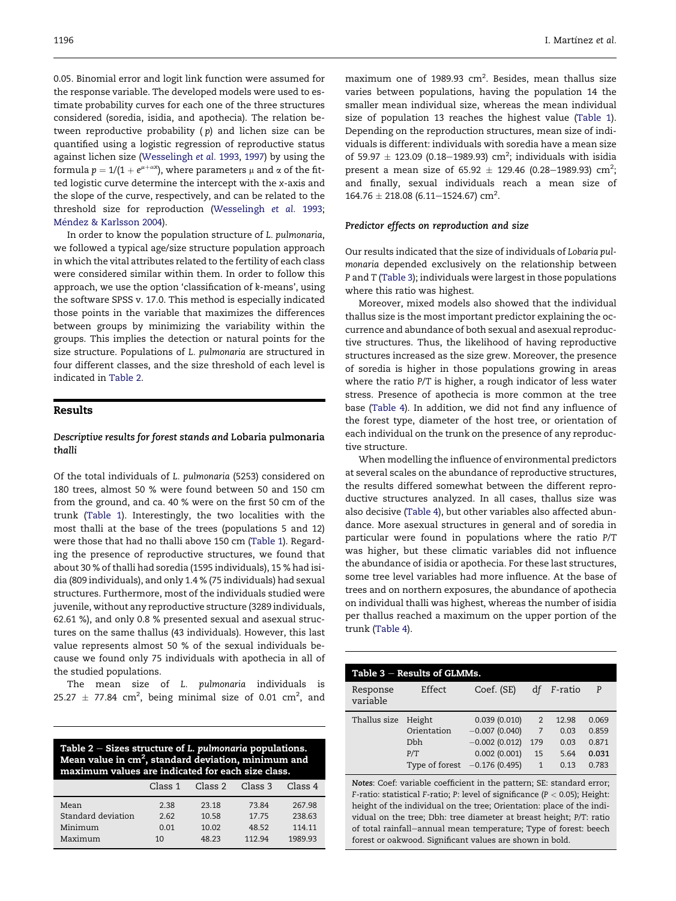0.05. Binomial error and logit link function were assumed for the response variable. The developed models were used to estimate probability curves for each one of the three structures considered (soredia, isidia, and apothecia). The relation between reproductive probability ($p$) and lichen size can be quantified using a logistic regression of reproductive status against lichen size (Wesselingh *et al.* 1993, 1997) by using the formula $p = 1/(1 + e^{\mu+\alpha x})$, where parameters $\mu$ and $\alpha$ of the fitted logistic curve determine the intercept with the x-axis and the slope of the curve, respectively, and can be related to the threshold size for reproduction (Wesselingh *et al.* 1993; Méndez & Karlsson 2004).

In order to know the population structure of *L. pulmonaria*, we followed a typical age/size structure population approach in which the vital attributes related to the fertility of each class were considered similar within them. In order to follow this approach, we use the option 'classification of *k*-means', using the software SPSS v. 17.0. This method is especially indicated those points in the variable that maximizes the differences between groups by minimizing the variability within the groups. This implies the detection or natural points for the size structure. Populations of *L. pulmonaria* are structured in four different classes, and the size threshold of each level is indicated in Table 2.

**Table 2 – Sizes structure of *L. pulmonaria* populations. Mean value in cm², standard deviation, minimum and maximum values are indicated for each size class.**

| | Class 1 | Class 2 | Class 3 | Class 4 |
|---|---|---|---|---|
| Mean | 2.38 | 23.18 | 73.84 | 267.98 |
| Standard deviation | 2.62 | 10.58 | 17.75 | 238.63 |
| Minimum | 0.01 | 10.02 | 48.52 | 114.11 |
| Maximum | 10 | 48.23 | 112.94 | 1989.93 |

## Results

### Descriptive results for forest stands and *Lobaria pulmonaria* thalli

Of the total individuals of *L. pulmonaria* (5253) considered on 180 trees, almost 50 % were found between 50 and 150 cm from the ground, and ca. 40 % were on the first 50 cm of the trunk (Table 1). Interestingly, the two localities with the most thalli at the base of the trees (populations 5 and 12) were those that had no thalli above 150 cm (Table 1). Regarding the presence of reproductive structures, we found that about 30 % of thalli had soredia (1595 individuals), 15 % had isidia (809 individuals), and only 1.4 % (75 individuals) had sexual structures. Furthermore, most of the individuals studied were juvenile, without any reproductive structure (3289 individuals, 62.61 %), and only 0.8 % presented sexual and asexual structures on the same thallus (43 individuals). However, this last value represents almost 50 % of the sexual individuals because we found only 75 individuals with apothecia in all of the studied populations.

The mean size of *L. pulmonaria* individuals is $25.27 \pm 77.84$ cm², being minimal size of 0.01 cm², and maximum one of 1989.93 cm². Besides, mean thallus size varies between populations, having the population 14 the smaller mean individual size, whereas the mean individual size of population 13 reaches the highest value (Table 1). Depending on the reproduction structures, mean size of individuals is different: individuals with soredia have a mean size of $59.97 \pm 123.09$ (0.18–1989.93) cm²; individuals with isidia present a mean size of $65.92 \pm 129.46$ (0.28–1989.93) cm²; and finally, sexual individuals reach a mean size of $164.76 \pm 218.08$ (6.11–1524.67) cm².

### Predictor effects on reproduction and size

Our results indicated that the size of individuals of *Lobaria pulmonaria* depended exclusively on the relationship between *P* and *T* (Table 3); individuals were largest in those populations where this ratio was highest.

Moreover, mixed models also showed that the individual thallus size is the most important predictor explaining the occurrence and abundance of both sexual and asexual reproductive structures. Thus, the likelihood of having reproductive structures increased as the size grew. Moreover, the presence of soredia is higher in those populations growing in areas where the ratio *P/T* is higher, a rough indicator of less water stress. Presence of apothecia is more common at the tree base (Table 4). In addition, we did not find any influence of the forest type, diameter of the host tree, or orientation of each individual on the trunk on the presence of any reproductive structure.

When modelling the influence of environmental predictors at several scales on the abundance of reproductive structures, the results differed somewhat between the different reproductive structures analyzed. In all cases, thallus size was also decisive (Table 4), but other variables also affected abundance. More asexual structures in general and of soredia in particular were found in populations where the ratio *P/T* was higher, but these climatic variables did not influence the abundance of isidia or apothecia. For these last structures, some tree level variables had more influence. At the base of trees and on northern exposures, the abundance of apothecia on individual thalli was highest, whereas the number of isidia per thallus reached a maximum on the upper portion of the trunk (Table 4).

**Table 3 – Results of GLMMs.**

| Response variable | Effect | Coef. (SE) | df | F-ratio | P |
|---|---|---|---|---|---|
| Thallus size | Height | 0.039 (0.010) | 2 | 12.98 | 0.069 |
| | Orientation | −0.007 (0.040) | 7 | 0.03 | 0.859 |
| | Dbh | −0.002 (0.012) | 179 | 0.03 | 0.871 |
| | P/T | 0.002 (0.001) | 15 | 5.64 | **0.031** |
| | Type of forest | −0.176 (0.495) | 1 | 0.13 | 0.783 |

*Notes*: Coef: variable coefficient in the pattern; SE: standard error; F-ratio: statistical F-ratio; P: level of significance ($P < 0.05$); Height: height of the individual on the tree; Orientation: place of the individual on the tree; Dbh: tree diameter at breast height; P/T: ratio of total rainfall–annual mean temperature; Type of forest: beech forest or oakwood. Significant values are shown in bold.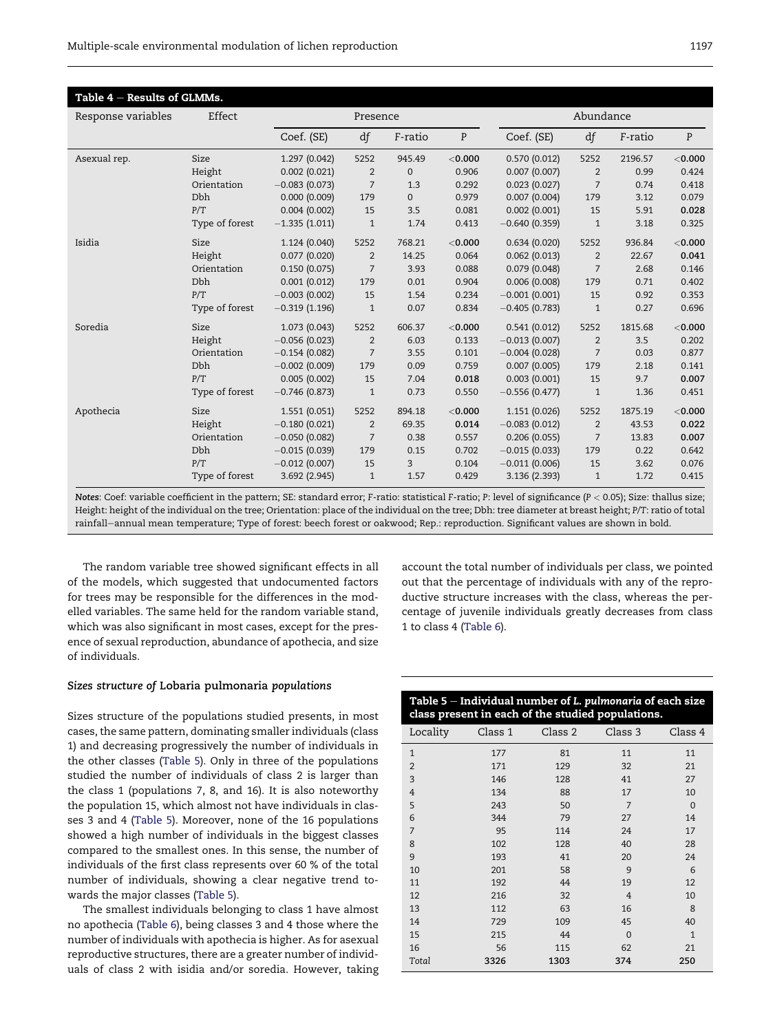**Table 4 – Results of GLMMs.**

| Response variables | Effect | Presence | | | | Abundance | | | |
|---|---|---|---|---|---|---|---|---|---|
| | | Coef. (SE) | df | F-ratio | P | Coef. (SE) | df | F-ratio | P |
| Asexual rep. | Size | 1.297 (0.042) | 5252 | 945.49 | **<0.000** | 0.570 (0.012) | 5252 | 2196.57 | **<0.000** |
| | Height | 0.002 (0.021) | 2 | 0 | 0.906 | 0.007 (0.007) | 2 | 0.99 | 0.424 |
| | Orientation | −0.083 (0.073) | 7 | 1.3 | 0.292 | 0.023 (0.027) | 7 | 0.74 | 0.418 |
| | Dbh | 0.000 (0.009) | 179 | 0 | 0.979 | 0.007 (0.004) | 179 | 3.12 | 0.079 |
| | P/T | 0.004 (0.002) | 15 | 3.5 | 0.081 | 0.002 (0.001) | 15 | 5.91 | **0.028** |
| | Type of forest | −1.335 (1.011) | 1 | 1.74 | 0.413 | −0.640 (0.359) | 1 | 3.18 | 0.325 |
| Isidia | Size | 1.124 (0.040) | 5252 | 768.21 | **<0.000** | 0.634 (0.020) | 5252 | 936.84 | **<0.000** |
| | Height | 0.077 (0.020) | 2 | 14.25 | 0.064 | 0.062 (0.013) | 2 | 22.67 | **0.041** |
| | Orientation | 0.150 (0.075) | 7 | 3.93 | 0.088 | 0.079 (0.048) | 7 | 2.68 | 0.146 |
| | Dbh | 0.001 (0.012) | 179 | 0.01 | 0.904 | 0.006 (0.008) | 179 | 0.71 | 0.402 |
| | P/T | −0.003 (0.002) | 15 | 1.54 | 0.234 | −0.001 (0.001) | 15 | 0.92 | 0.353 |
| | Type of forest | −0.319 (1.196) | 1 | 0.07 | 0.834 | −0.405 (0.783) | 1 | 0.27 | 0.696 |
| Soredia | Size | 1.073 (0.043) | 5252 | 606.37 | **<0.000** | 0.541 (0.012) | 5252 | 1815.68 | **<0.000** |
| | Height | −0.056 (0.023) | 2 | 6.03 | 0.133 | −0.013 (0.007) | 2 | 3.5 | 0.202 |
| | Orientation | −0.154 (0.082) | 7 | 3.55 | 0.101 | −0.004 (0.028) | 7 | 0.03 | 0.877 |
| | Dbh | −0.002 (0.009) | 179 | 0.09 | 0.759 | 0.007 (0.005) | 179 | 2.18 | 0.141 |
| | P/T | 0.005 (0.002) | 15 | 7.04 | **0.018** | 0.003 (0.001) | 15 | 9.7 | **0.007** |
| | Type of forest | −0.746 (0.873) | 1 | 0.73 | 0.550 | −0.556 (0.477) | 1 | 1.36 | 0.451 |
| Apothecia | Size | 1.551 (0.051) | 5252 | 894.18 | **<0.000** | 1.151 (0.026) | 5252 | 1875.19 | **<0.000** |
| | Height | −0.180 (0.021) | 2 | 69.35 | **0.014** | −0.083 (0.012) | 2 | 43.53 | **0.022** |
| | Orientation | −0.050 (0.082) | 7 | 0.38 | 0.557 | 0.206 (0.055) | 7 | 13.83 | **0.007** |
| | Dbh | −0.015 (0.039) | 179 | 0.15 | 0.702 | −0.015 (0.033) | 179 | 0.22 | 0.642 |
| | P/T | −0.012 (0.007) | 15 | 3 | 0.104 | −0.011 (0.006) | 15 | 3.62 | 0.076 |
| | Type of forest | 3.692 (2.945) | 1 | 1.57 | 0.429 | 3.136 (2.393) | 1 | 1.72 | 0.415 |

*Notes*: Coef: variable coefficient in the pattern; SE: standard error; F-ratio: statistical F-ratio; P: level of significance ($P < 0.05$); Size: thallus size; Height: height of the individual on the tree; Orientation: place of the individual on the tree; Dbh: tree diameter at breast height; P/T: ratio of total rainfall–annual mean temperature; Type of forest: beech forest or oakwood; Rep.: reproduction. Significant values are shown in bold.

The random variable tree showed significant effects in all of the models, which suggested that undocumented factors for trees may be responsible for the differences in the modelled variables. The same held for the random variable stand, which was also significant in most cases, except for the presence of sexual reproduction, abundance of apothecia, and size of individuals.

### Sizes structure of *Lobaria pulmonaria* populations

Sizes structure of the populations studied presents, in most cases, the same pattern, dominating smaller individuals (class 1) and decreasing progressively the number of individuals in the other classes (Table 5). Only in three of the populations studied the number of individuals of class 2 is larger than the class 1 (populations 7, 8, and 16). It is also noteworthy the population 15, which almost not have individuals in classes 3 and 4 (Table 5). Moreover, none of the 16 populations showed a high number of individuals in the biggest classes compared to the smallest ones. In this sense, the number of individuals of the first class represents over 60 % of the total number of individuals, showing a clear negative trend towards the major classes (Table 5).

The smallest individuals belonging to class 1 have almost no apothecia (Table 6), being classes 3 and 4 those where the number of individuals with apothecia is higher. As for asexual reproductive structures, there are a greater number of individuals of class 2 with isidia and/or soredia. However, taking account the total number of individuals per class, we pointed out that the percentage of individuals with any of the reproductive structure increases with the class, whereas the percentage of juvenile individuals greatly decreases from class 1 to class 4 (Table 6).

**Table 5 – Individual number of *L. pulmonaria* of each size class present in each of the studied populations.**

| Locality | Class 1 | Class 2 | Class 3 | Class 4 |
|---|---|---|---|---|
| 1 | 177 | 81 | 11 | 11 |
| 2 | 171 | 129 | 32 | 21 |
| 3 | 146 | 128 | 41 | 27 |
| 4 | 134 | 88 | 17 | 10 |
| 5 | 243 | 50 | 7 | 0 |
| 6 | 344 | 79 | 27 | 14 |
| 7 | 95 | 114 | 24 | 17 |
| 8 | 102 | 128 | 40 | 28 |
| 9 | 193 | 41 | 20 | 24 |
| 10 | 201 | 58 | 9 | 6 |
| 11 | 192 | 44 | 19 | 12 |
| 12 | 216 | 32 | 4 | 10 |
| 13 | 112 | 63 | 16 | 8 |
| 14 | 729 | 109 | 45 | 40 |
| 15 | 215 | 44 | 0 | 1 |
| 16 | 56 | 115 | 62 | 21 |
| *Total* | **3326** | **1303** | **374** | **250** |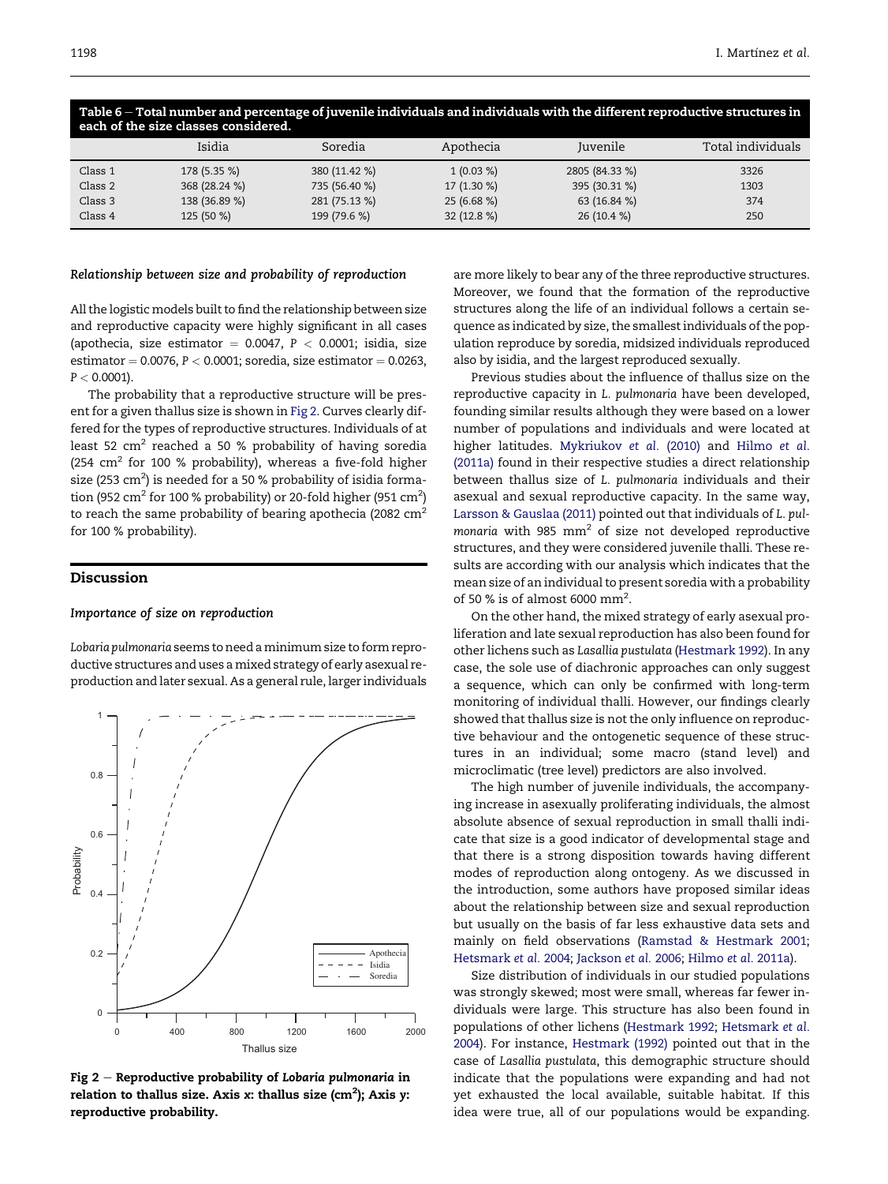**Table 6 – Total number and percentage of juvenile individuals and individuals with the different reproductive structures in each of the size classes considered.**

| | Isidia | Soredia | Apothecia | Juvenile | Total individuals |
|---|---|---|---|---|---|
| Class 1 | 178 (5.35 %) | 380 (11.42 %) | 1 (0.03 %) | 2805 (84.33 %) | 3326 |
| Class 2 | 368 (28.24 %) | 735 (56.40 %) | 17 (1.30 %) | 395 (30.31 %) | 1303 |
| Class 3 | 138 (36.89 %) | 281 (75.13 %) | 25 (6.68 %) | 63 (16.84 %) | 374 |
| Class 4 | 125 (50 %) | 199 (79.6 %) | 32 (12.8 %) | 26 (10.4 %) | 250 |

### *Relationship between size and probability of reproduction*

All the logistic models built to find the relationship between size and reproductive capacity were highly significant in all cases (apothecia, size estimator = 0.0047, $P < 0.0001$; isidia, size estimator = 0.0076, $P < 0.0001$; soredia, size estimator = 0.0263, $P < 0.0001$).

The probability that a reproductive structure will be present for a given thallus size is shown in Fig 2. Curves clearly differed for the types of reproductive structures. Individuals of at least 52 $cm^2$ reached a 50 % probability of having soredia (254 $cm^2$ for 100 % probability), whereas a five-fold higher size (253 $cm^2$) is needed for a 50 % probability of isidia formation (952 $cm^2$ for 100 % probability) or 20-fold higher (951 $cm^2$) to reach the same probability of bearing apothecia (2082 $cm^2$ for 100 % probability).

**Fig 2 – Reproductive probability of *Lobaria pulmonaria* in relation to thallus size. Axis x: thallus size ($cm^2$); Axis y: reproductive probability.**

## Discussion

### *Importance of size on reproduction*

*Lobaria pulmonaria* seems to need a minimum size to form reproductive structures and uses a mixed strategy of early asexual reproduction and later sexual. As a general rule, larger individuals are more likely to bear any of the three reproductive structures. Moreover, we found that the formation of the reproductive structures along the life of an individual follows a certain sequence as indicated by size, the smallest individuals of the population reproduce by soredia, midsized individuals reproduced also by isidia, and the largest reproduced sexually.

Previous studies about the influence of thallus size on the reproductive capacity in *L. pulmonaria* have been developed, founding similar results although they were based on a lower number of populations and individuals and were located at higher latitudes. Mykriukov *et al.* (2010) and Hilmo *et al.* (2011a) found in their respective studies a direct relationship between thallus size of *L. pulmonaria* individuals and their asexual and sexual reproductive capacity. In the same way, Larsson & Gauslaa (2011) pointed out that individuals of *L. pulmonaria* with 985 $mm^2$ of size not developed reproductive structures, and they were considered juvenile thalli. These results are according with our analysis which indicates that the mean size of an individual to present soredia with a probability of 50 % is of almost 6000 $mm^2$.

On the other hand, the mixed strategy of early asexual proliferation and late sexual reproduction has also been found for other lichens such as *Lasallia pustulata* (Hestmark 1992). In any case, the sole use of diachronic approaches can only suggest a sequence, which can only be confirmed with long-term monitoring of individual thalli. However, our findings clearly showed that thallus size is not the only influence on reproductive behaviour and the ontogenetic sequence of these structures in an individual; some macro (stand level) and microclimatic (tree level) predictors are also involved.

The high number of juvenile individuals, the accompanying increase in asexually proliferating individuals, the almost absolute absence of sexual reproduction in small thalli indicate that size is a good indicator of developmental stage and that there is a strong disposition towards having different modes of reproduction along ontogeny. As we discussed in the introduction, some authors have proposed similar ideas about the relationship between size and sexual reproduction but usually on the basis of far less exhaustive data sets and mainly on field observations (Ramstad & Hestmark 2001; Hetsmark *et al.* 2004; Jackson *et al.* 2006; Hilmo *et al.* 2011a).

Size distribution of individuals in our studied populations was strongly skewed; most were small, whereas far fewer individuals were large. This structure has also been found in populations of other lichens (Hestmark 1992; Hetsmark *et al.* 2004). For instance, Hestmark (1992) pointed out that in the case of *Lasallia pustulata*, this demographic structure should indicate that the populations were expanding and had not yet exhausted the local available, suitable habitat. If this idea were true, all of our populations would be expanding.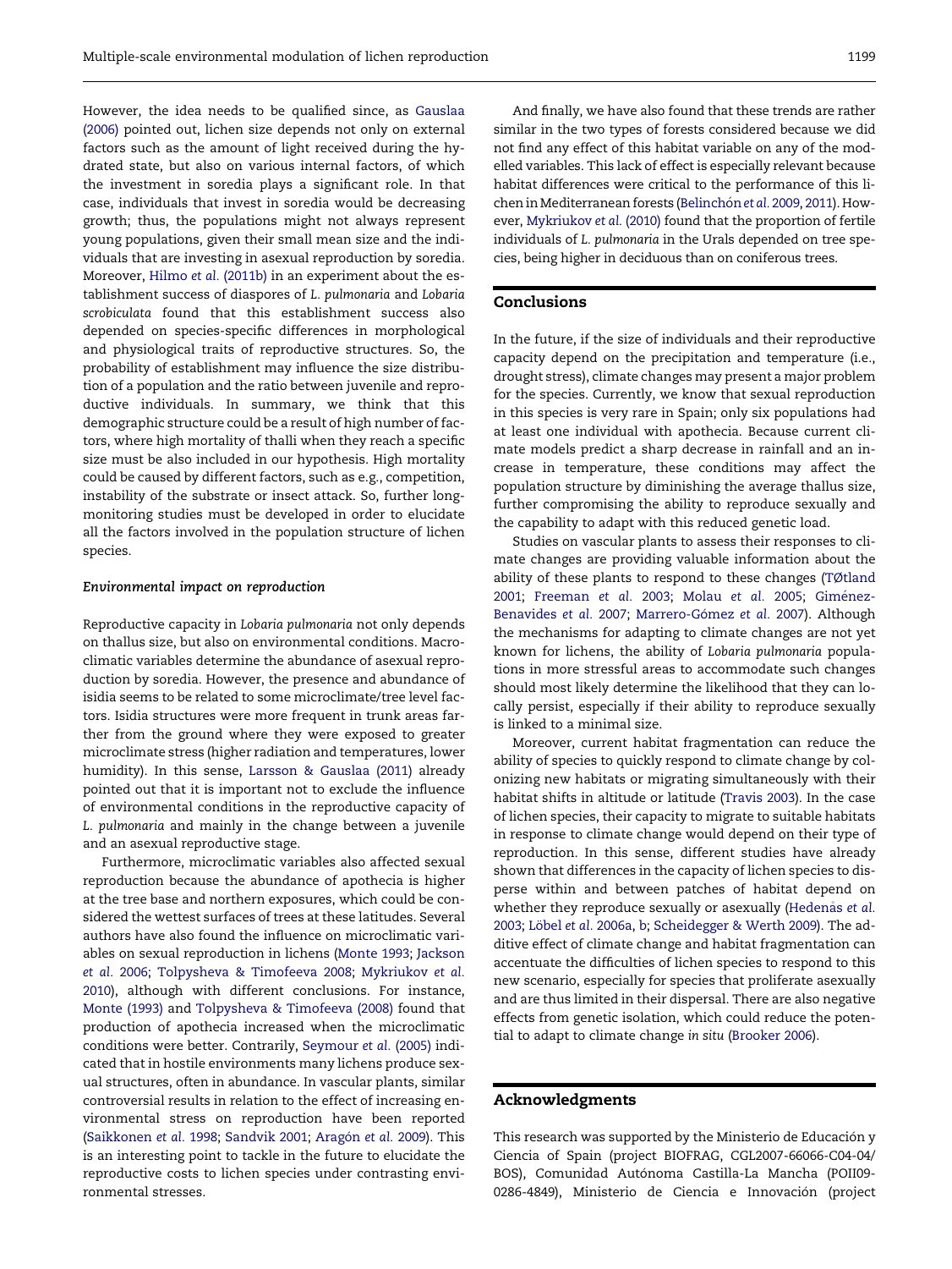However, the idea needs to be qualified since, as Gauslaa (2006) pointed out, lichen size depends not only on external factors such as the amount of light received during the hydrated state, but also on various internal factors, of which the investment in soredia plays a significant role. In that case, individuals that invest in soredia would be decreasing growth; thus, the populations might not always represent young populations, given their small mean size and the individuals that are investing in asexual reproduction by soredia. Moreover, Hilmo *et al.* (2011b) in an experiment about the establishment success of diaspores of *L. pulmonaria* and *Lobaria scrobiculata* found that this establishment success also depended on species-specific differences in morphological and physiological traits of reproductive structures. So, the probability of establishment may influence the size distribution of a population and the ratio between juvenile and reproductive individuals. In summary, we think that this demographic structure could be a result of high number of factors, where high mortality of thalli when they reach a specific size must be also included in our hypothesis. High mortality could be caused by different factors, such as e.g., competition, instability of the substrate or insect attack. So, further long-monitoring studies must be developed in order to elucidate all the factors involved in the population structure of lichen species.

### *Environmental impact on reproduction*

Reproductive capacity in *Lobaria pulmonaria* not only depends on thallus size, but also on environmental conditions. Macroclimatic variables determine the abundance of asexual reproduction by soredia. However, the presence and abundance of isidia seems to be related to some microclimate/tree level factors. Isidia structures were more frequent in trunk areas farther from the ground where they were exposed to greater microclimate stress (higher radiation and temperatures, lower humidity). In this sense, Larsson & Gauslaa (2011) already pointed out that it is important not to exclude the influence of environmental conditions in the reproductive capacity of *L. pulmonaria* and mainly in the change between a juvenile and an asexual reproductive stage.

Furthermore, microclimatic variables also affected sexual reproduction because the abundance of apothecia is higher at the tree base and northern exposures, which could be considered the wettest surfaces of trees at these latitudes. Several authors have also found the influence on microclimatic variables on sexual reproduction in lichens (Monte 1993; Jackson *et al.* 2006; Tolpysheva & Timofeeva 2008; Mykriukov *et al.* 2010), although with different conclusions. For instance, Monte (1993) and Tolpysheva & Timofeeva (2008) found that production of apothecia increased when the microclimatic conditions were better. Contrarily, Seymour *et al.* (2005) indicated that in hostile environments many lichens produce sexual structures, often in abundance. In vascular plants, similar controversial results in relation to the effect of increasing environmental stress on reproduction have been reported (Saikkonen *et al.* 1998; Sandvik 2001; Aragón *et al.* 2009). This is an interesting point to tackle in the future to elucidate the reproductive costs to lichen species under contrasting environmental stresses.

And finally, we have also found that these trends are rather similar in the two types of forests considered because we did not find any effect of this habitat variable on any of the modelled variables. This lack of effect is especially relevant because habitat differences were critical to the performance of this lichen in Mediterranean forests (Belinchón *et al.* 2009, 2011). However, Mykriukov *et al.* (2010) found that the proportion of fertile individuals of *L. pulmonaria* in the Urals depended on tree species, being higher in deciduous than on coniferous trees.

## Conclusions

In the future, if the size of individuals and their reproductive capacity depend on the precipitation and temperature (i.e., drought stress), climate changes may present a major problem for the species. Currently, we know that sexual reproduction in this species is very rare in Spain; only six populations had at least one individual with apothecia. Because current climate models predict a sharp decrease in rainfall and an increase in temperature, these conditions may affect the population structure by diminishing the average thallus size, further compromising the ability to reproduce sexually and the capability to adapt with this reduced genetic load.

Studies on vascular plants to assess their responses to climate changes are providing valuable information about the ability of these plants to respond to these changes (TØtland 2001; Freeman *et al.* 2003; Molau *et al.* 2005; Giménez-Benavides *et al.* 2007; Marrero-Gómez *et al.* 2007). Although the mechanisms for adapting to climate changes are not yet known for lichens, the ability of *Lobaria pulmonaria* populations in more stressful areas to accommodate such changes should most likely determine the likelihood that they can locally persist, especially if their ability to reproduce sexually is linked to a minimal size.

Moreover, current habitat fragmentation can reduce the ability of species to quickly respond to climate change by colonizing new habitats or migrating simultaneously with their habitat shifts in altitude or latitude (Travis 2003). In the case of lichen species, their capacity to migrate to suitable habitats in response to climate change would depend on their type of reproduction. In this sense, different studies have already shown that differences in the capacity of lichen species to disperse within and between patches of habitat depend on whether they reproduce sexually or asexually (Hedenås *et al.* 2003; Löbel *et al.* 2006a, b; Scheidegger & Werth 2009). The additive effect of climate change and habitat fragmentation can accentuate the difficulties of lichen species to respond to this new scenario, especially for species that proliferate asexually and are thus limited in their dispersal. There are also negative effects from genetic isolation, which could reduce the potential to adapt to climate change *in situ* (Brooker 2006).

## Acknowledgments

This research was supported by the Ministerio de Educación y Ciencia of Spain (project BIOFRAG, CGL2007-66066-C04-04/BOS), Comunidad Autónoma Castilla-La Mancha (POII09-0286-4849), Ministerio de Ciencia e Innovación (project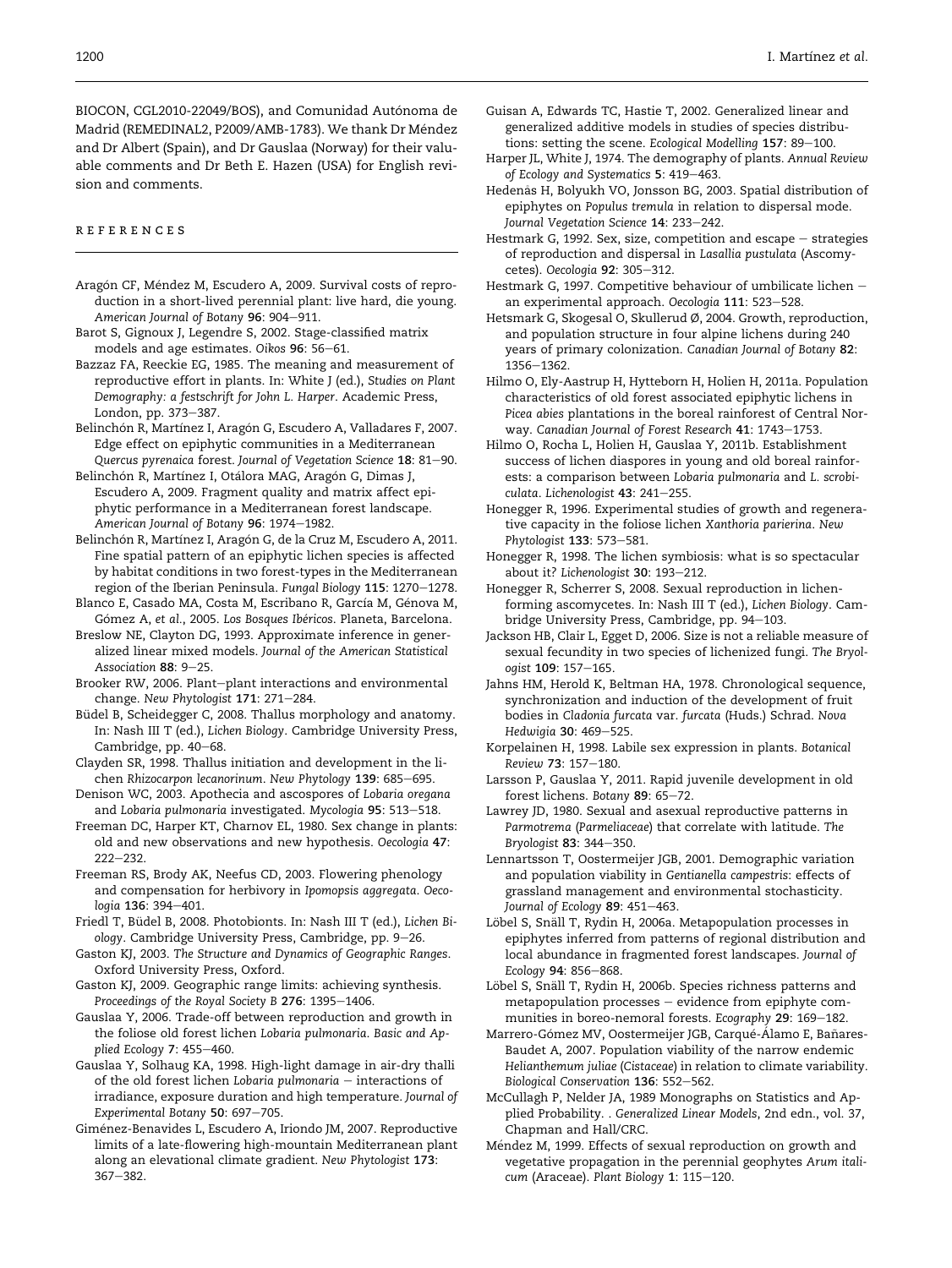BIOCON, CGL2010-22049/BOS), and Comunidad Autónoma de Madrid (REMEDINAL2, P2009/AMB-1783). We thank Dr Méndez and Dr Albert (Spain), and Dr Gauslaa (Norway) for their valuable comments and Dr Beth E. Hazen (USA) for English revision and comments.

## REFERENCES

Aragón CF, Méndez M, Escudero A, 2009. Survival costs of reproduction in a short-lived perennial plant: live hard, die young. *American Journal of Botany* **96**: 904–911.

Barot S, Gignoux J, Legendre S, 2002. Stage-classified matrix models and age estimates. *Oikos* **96**: 56–61.

Bazzaz FA, Reeckie EG, 1985. The meaning and measurement of reproductive effort in plants. In: White J (ed.), *Studies on Plant Demography: a festschrift for John L. Harper*. Academic Press, London, pp. 373–387.

Belinchón R, Martínez I, Aragón G, Escudero A, Valladares F, 2007. Edge effect on epiphytic communities in a Mediterranean *Quercus pyrenaica* forest. *Journal of Vegetation Science* **18**: 81–90.

Belinchón R, Martínez I, Otálora MAG, Aragón G, Dimas J, Escudero A, 2009. Fragment quality and matrix affect epiphytic performance in a Mediterranean forest landscape. *American Journal of Botany* **96**: 1974–1982.

Belinchón R, Martínez I, Aragón G, de la Cruz M, Escudero A, 2011. Fine spatial pattern of an epiphytic lichen species is affected by habitat conditions in two forest-types in the Mediterranean region of the Iberian Peninsula. *Fungal Biology* **115**: 1270–1278.

Blanco E, Casado MA, Costa M, Escribano R, García M, Génova M, Gómez A, *et al*., 2005. *Los Bosques Ibéricos*. Planeta, Barcelona.

Breslow NE, Clayton DG, 1993. Approximate inference in generalized linear mixed models. *Journal of the American Statistical Association* **88**: 9–25.

Brooker RW, 2006. Plant–plant interactions and environmental change. *New Phytologist* **171**: 271–284.

Büdel B, Scheidegger C, 2008. Thallus morphology and anatomy. In: Nash III T (ed.), *Lichen Biology*. Cambridge University Press, Cambridge, pp. 40–68.

Clayden SR, 1998. Thallus initiation and development in the lichen *Rhizocarpon lecanorinum*. *New Phytology* **139**: 685–695.

Denison WC, 2003. Apothecia and ascospores of *Lobaria oregana* and *Lobaria pulmonaria* investigated. *Mycologia* **95**: 513–518.

Freeman DC, Harper KT, Charnov EL, 1980. Sex change in plants: old and new observations and new hypothesis. *Oecologia* **47**: 222–232.

Freeman RS, Brody AK, Neefus CD, 2003. Flowering phenology and compensation for herbivory in *Ipomopsis aggregata*. *Oecologia* **136**: 394–401.

Friedl T, Büdel B, 2008. Photobionts. In: Nash III T (ed.), *Lichen Biology*. Cambridge University Press, Cambridge, pp. 9–26.

Gaston KJ, 2003. *The Structure and Dynamics of Geographic Ranges*. Oxford University Press, Oxford.

Gaston KJ, 2009. Geographic range limits: achieving synthesis. *Proceedings of the Royal Society B* **276**: 1395–1406.

Gauslaa Y, 2006. Trade-off between reproduction and growth in the foliose old forest lichen *Lobaria pulmonaria*. *Basic and Applied Ecology* **7**: 455–460.

Gauslaa Y, Solhaug KA, 1998. High-light damage in air-dry thalli of the old forest lichen *Lobaria pulmonaria* – interactions of irradiance, exposure duration and high temperature. *Journal of Experimental Botany* **50**: 697–705.

Giménez-Benavides L, Escudero A, Iriondo JM, 2007. Reproductive limits of a late-flowering high-mountain Mediterranean plant along an elevational climate gradient. *New Phytologist* **173**: 367–382.

Guisan A, Edwards TC, Hastie T, 2002. Generalized linear and generalized additive models in studies of species distributions: setting the scene. *Ecological Modelling* **157**: 89–100.

Harper JL, White J, 1974. The demography of plants. *Annual Review of Ecology and Systematics* **5**: 419–463.

Hedenås H, Bolyukh VO, Jonsson BG, 2003. Spatial distribution of epiphytes on *Populus tremula* in relation to dispersal mode. *Journal Vegetation Science* **14**: 233–242.

Hestmark G, 1992. Sex, size, competition and escape – strategies of reproduction and dispersal in *Lasallia pustulata* (Ascomycetes). *Oecologia* **92**: 305–312.

Hestmark G, 1997. Competitive behaviour of umbilicate lichen – an experimental approach. *Oecologia* **111**: 523–528.

Hetsmark G, Skogesal O, Skullerud Ø, 2004. Growth, reproduction, and population structure in four alpine lichens during 240 years of primary colonization. *Canadian Journal of Botany* **82**: 1356–1362.

Hilmo O, Ely-Aastrup H, Hytteborn H, Holien H, 2011a. Population characteristics of old forest associated epiphytic lichens in *Picea abies* plantations in the boreal rainforest of Central Norway. *Canadian Journal of Forest Research* **41**: 1743–1753.

Hilmo O, Rocha L, Holien H, Gauslaa Y, 2011b. Establishment success of lichen diaspores in young and old boreal rainforests: a comparison between *Lobaria pulmonaria* and *L. scrobiculata*. *Lichenologist* **43**: 241–255.

Honegger R, 1996. Experimental studies of growth and regenerative capacity in the foliose lichen *Xanthoria parierina*. *New Phytologist* **133**: 573–581.

Honegger R, 1998. The lichen symbiosis: what is so spectacular about it? *Lichenologist* **30**: 193–212.

Honegger R, Scherrer S, 2008. Sexual reproduction in lichen-forming ascomycetes. In: Nash III T (ed.), *Lichen Biology*. Cambridge University Press, Cambridge, pp. 94–103.

Jackson HB, Clair L, Egget D, 2006. Size is not a reliable measure of sexual fecundity in two species of lichenized fungi. *The Bryologist* **109**: 157–165.

Jahns HM, Herold K, Beltman HA, 1978. Chronological sequence, synchronization and induction of the development of fruit bodies in *Cladonia furcata* var. *furcata* (Huds.) Schrad. *Nova Hedwigia* **30**: 469–525.

Korpelainen H, 1998. Labile sex expression in plants. *Botanical Review* **73**: 157–180.

Larsson P, Gauslaa Y, 2011. Rapid juvenile development in old forest lichens. *Botany* **89**: 65–72.

Lawrey JD, 1980. Sexual and asexual reproductive patterns in *Parmotrema* (*Parmeliaceae*) that correlate with latitude. *The Bryologist* **83**: 344–350.

Lennartsson T, Oostermeijer JGB, 2001. Demographic variation and population viability in *Gentianella campestris*: effects of grassland management and environmental stochasticity. *Journal of Ecology* **89**: 451–463.

Löbel S, Snäll T, Rydin H, 2006a. Metapopulation processes in epiphytes inferred from patterns of regional distribution and local abundance in fragmented forest landscapes. *Journal of Ecology* **94**: 856–868.

Löbel S, Snäll T, Rydin H, 2006b. Species richness patterns and metapopulation processes – evidence from epiphyte communities in boreo-nemoral forests. *Ecography* **29**: 169–182.

Marrero-Gómez MV, Oostermeijer JGB, Carqué-Álamo E, Bañares-Baudet A, 2007. Population viability of the narrow endemic *Helianthemum juliae* (*Cistaceae*) in relation to climate variability. *Biological Conservation* **136**: 552–562.

McCullagh P, Nelder JA, 1989 Monographs on Statistics and Applied Probability. . *Generalized Linear Models*, 2nd edn., vol. 37, Chapman and Hall/CRC.

Méndez M, 1999. Effects of sexual reproduction on growth and vegetative propagation in the perennial geophytes *Arum italicum* (Araceae). *Plant Biology* **1**: 115–120.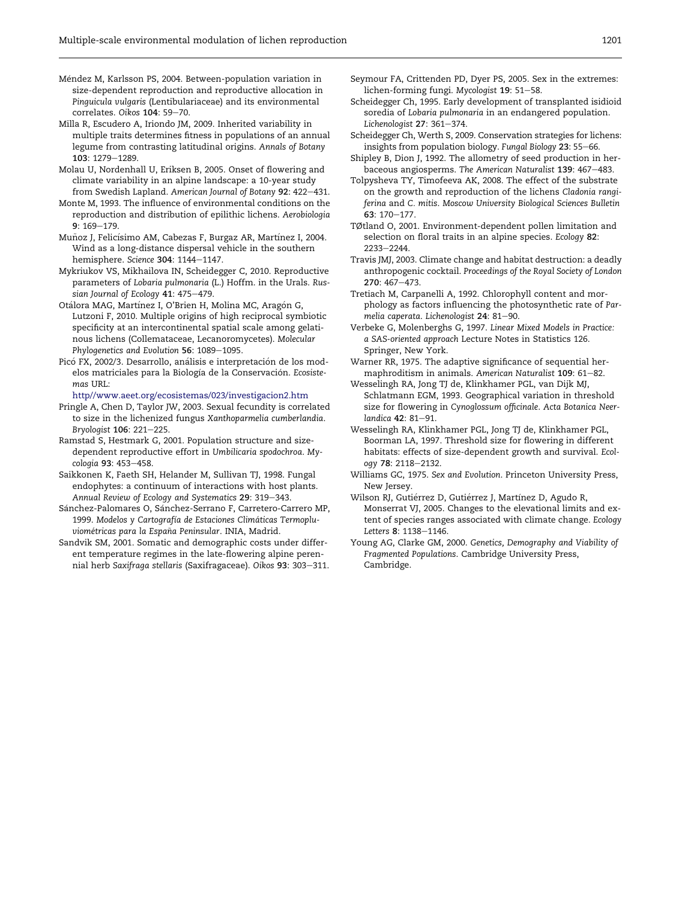Méndez M, Karlsson PS, 2004. Between-population variation in size-dependent reproduction and reproductive allocation in *Pinguicula vulgaris* (Lentibulariaceae) and its environmental correlates. *Oikos* **104**: 59–70.

Milla R, Escudero A, Iriondo JM, 2009. Inherited variability in multiple traits determines fitness in populations of an annual legume from contrasting latitudinal origins. *Annals of Botany* **103**: 1279–1289.

Molau U, Nordenhall U, Eriksen B, 2005. Onset of flowering and climate variability in an alpine landscape: a 10-year study from Swedish Lapland. *American Journal of Botany* **92**: 422–431.

Monte M, 1993. The influence of environmental conditions on the reproduction and distribution of epilithic lichens. *Aerobiologia* **9**: 169–179.

Muñoz J, Felicísimo AM, Cabezas F, Burgaz AR, Martínez I, 2004. Wind as a long-distance dispersal vehicle in the southern hemisphere. *Science* **304**: 1144–1147.

Mykriukov VS, Mikhailova IN, Scheidegger C, 2010. Reproductive parameters of *Lobaria pulmonaria* (L.) Hoffm. in the Urals. *Russian Journal of Ecology* **41**: 475–479.

Otálora MAG, Martínez I, O'Brien H, Molina MC, Aragón G, Lutzoni F, 2010. Multiple origins of high reciprocal symbiotic specificity at an intercontinental spatial scale among gelatinous lichens (Collemataceae, Lecanoromycetes). *Molecular Phylogenetics and Evolution* **56**: 1089–1095.

Picó FX, 2002/3. Desarrollo, análisis e interpretación de los modelos matriciales para la Biología de la Conservación. *Ecosistemas* URL: http//www.aeet.org/ecosistemas/023/investigacion2.htm

Pringle A, Chen D, Taylor JW, 2003. Sexual fecundity is correlated to size in the lichenized fungus *Xanthoparmelia cumberlandia*. *Bryologist* **106**: 221–225.

Ramstad S, Hestmark G, 2001. Population structure and size-dependent reproductive effort in *Umbilicaria spodochroa*. *Mycologia* **93**: 453–458.

Saikkonen K, Faeth SH, Helander M, Sullivan TJ, 1998. Fungal endophytes: a continuum of interactions with host plants. *Annual Review of Ecology and Systematics* **29**: 319–343.

Sánchez-Palomares O, Sánchez-Serrano F, Carretero-Carrero MP, 1999. *Modelos y Cartografía de Estaciones Climáticas Termopluviométricas para la España Peninsular*. INIA, Madrid.

Sandvik SM, 2001. Somatic and demographic costs under different temperature regimes in the late-flowering alpine perennial herb *Saxifraga stellaris* (Saxifragaceae). *Oikos* **93**: 303–311.

Seymour FA, Crittenden PD, Dyer PS, 2005. Sex in the extremes: lichen-forming fungi. *Mycologist* **19**: 51–58.

Scheidegger Ch, 1995. Early development of transplanted isidioid soredia of *Lobaria pulmonaria* in an endangered population. *Lichenologist* **27**: 361–374.

Scheidegger Ch, Werth S, 2009. Conservation strategies for lichens: insights from population biology. *Fungal Biology* **23**: 55–66.

Shipley B, Dion J, 1992. The allometry of seed production in herbaceous angiosperms. *The American Naturalist* **139**: 467–483.

Tolpysheva TY, Timofeeva AK, 2008. The effect of the substrate on the growth and reproduction of the lichens *Cladonia rangiferina* and *C. mitis*. *Moscow University Biological Sciences Bulletin* **63**: 170–177.

TØtland O, 2001. Environment-dependent pollen limitation and selection on floral traits in an alpine species. *Ecology* **82**: 2233–2244.

Travis JMJ, 2003. Climate change and habitat destruction: a deadly anthropogenic cocktail. *Proceedings of the Royal Society of London* **270**: 467–473.

Tretiach M, Carpanelli A, 1992. Chlorophyll content and morphology as factors influencing the photosynthetic rate of *Parmelia caperata*. *Lichenologist* **24**: 81–90.

Verbeke G, Molenberghs G, 1997. *Linear Mixed Models in Practice: a SAS-oriented approach* Lecture Notes in Statistics 126. Springer, New York.

Warner RR, 1975. The adaptive significance of sequential hermaphroditism in animals. *American Naturalist* **109**: 61–82.

Wesselingh RA, Jong TJ de, Klinkhamer PGL, van Dijk MJ, Schlatmann EGM, 1993. Geographical variation in threshold size for flowering in *Cynoglossum officinale*. *Acta Botanica Neerlandica* **42**: 81–91.

Wesselingh RA, Klinkhamer PGL, Jong TJ de, Klinkhamer PGL, Boorman LA, 1997. Threshold size for flowering in different habitats: effects of size-dependent growth and survival. *Ecology* **78**: 2118–2132.

Williams GC, 1975. *Sex and Evolution*. Princeton University Press, New Jersey.

Wilson RJ, Gutiérrez D, Gutiérrez J, Martínez D, Agudo R, Monserrat VJ, 2005. Changes to the elevational limits and extent of species ranges associated with climate change. *Ecology Letters* **8**: 1138–1146.

Young AG, Clarke GM, 2000. *Genetics, Demography and Viability of Fragmented Populations*. Cambridge University Press, Cambridge.